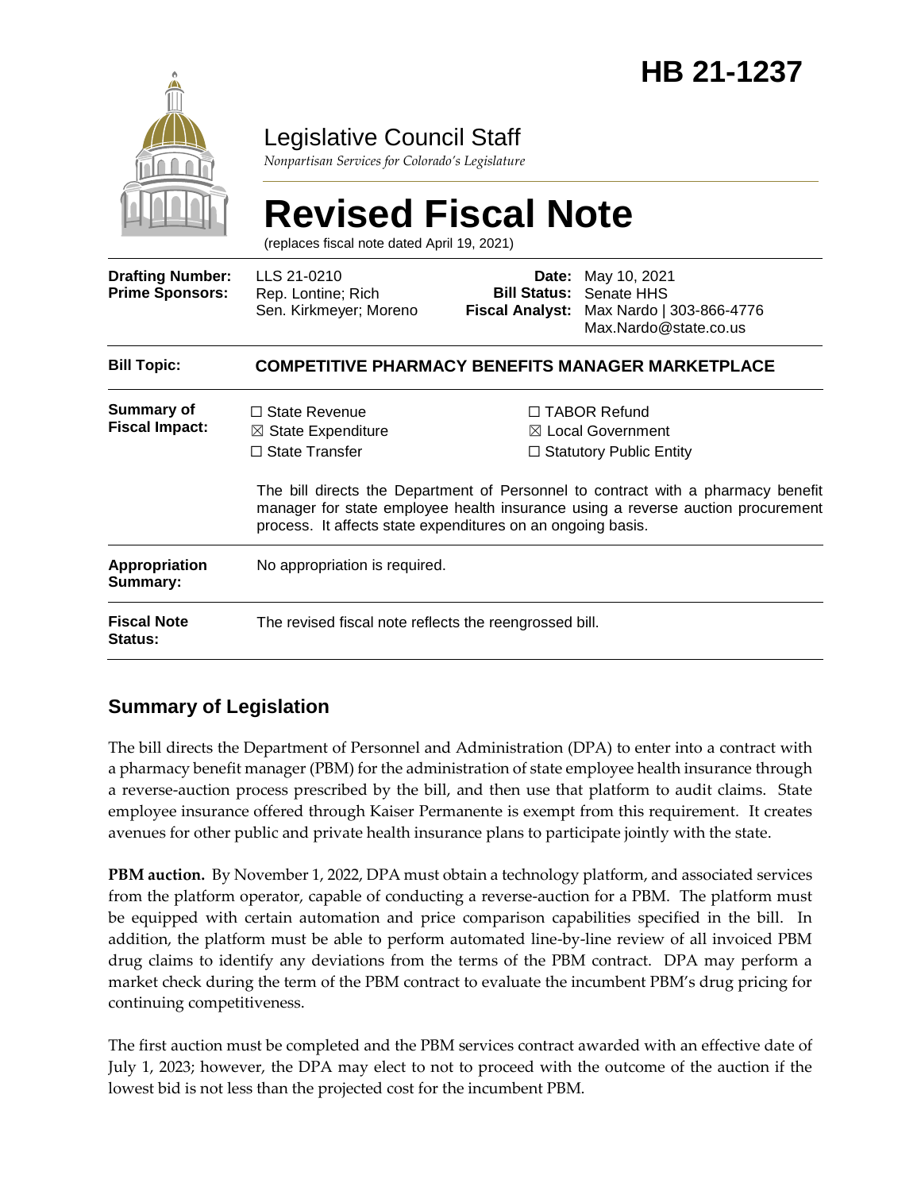# HB 21-1237

Legislative Council Staff

*Nonpartisan Services for Colorado's Legislature*

# Revised Fiscal Note

(replaces fiscal note dated April 19, 2021)

| | | | |
|---|---|---|---|
| **Drafting Number:** | LLS 21-0210 | **Date:** | May 10, 2021 |
| **Prime Sponsors:** | Rep. Lontine; Rich<br>Sen. Kirkmeyer; Moreno | **Bill Status:** | Senate HHS |
| | | **Fiscal Analyst:** | Max Nardo \| 303-866-4776<br>Max.Nardo@state.co.us |

| | |
|---|---|
| **Bill Topic:** | **COMPETITIVE PHARMACY BENEFITS MANAGER MARKETPLACE** |
| **Summary of Fiscal Impact:** | ☐ State Revenue<br>☒ State Expenditure<br>☐ State Transfer<br>☐ TABOR Refund<br>☒ Local Government<br>☐ Statutory Public Entity<br><br>The bill directs the Department of Personnel to contract with a pharmacy benefit manager for state employee health insurance using a reverse auction procurement process. It affects state expenditures on an ongoing basis. |
| **Appropriation Summary:** | No appropriation is required. |
| **Fiscal Note Status:** | The revised fiscal note reflects the reengrossed bill. |

## Summary of Legislation

The bill directs the Department of Personnel and Administration (DPA) to enter into a contract with a pharmacy benefit manager (PBM) for the administration of state employee health insurance through a reverse-auction process prescribed by the bill, and then use that platform to audit claims. State employee insurance offered through Kaiser Permanente is exempt from this requirement. It creates avenues for other public and private health insurance plans to participate jointly with the state.

**PBM auction.** By November 1, 2022, DPA must obtain a technology platform, and associated services from the platform operator, capable of conducting a reverse-auction for a PBM. The platform must be equipped with certain automation and price comparison capabilities specified in the bill. In addition, the platform must be able to perform automated line-by-line review of all invoiced PBM drug claims to identify any deviations from the terms of the PBM contract. DPA may perform a market check during the term of the PBM contract to evaluate the incumbent PBM's drug pricing for continuing competitiveness.

The first auction must be completed and the PBM services contract awarded with an effective date of July 1, 2023; however, the DPA may elect to not to proceed with the outcome of the auction if the lowest bid is not less than the projected cost for the incumbent PBM.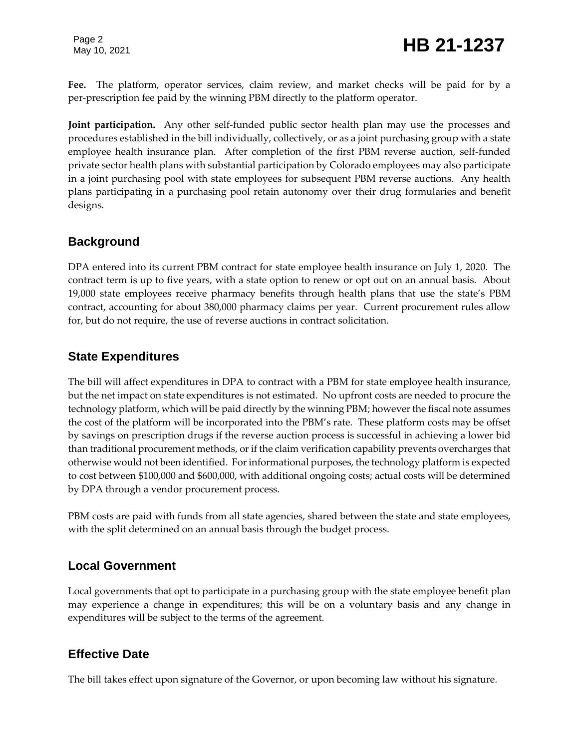**Fee.** The platform, operator services, claim review, and market checks will be paid for by a per-prescription fee paid by the winning PBM directly to the platform operator.

**Joint participation.** Any other self-funded public sector health plan may use the processes and procedures established in the bill individually, collectively, or as a joint purchasing group with a state employee health insurance plan. After completion of the first PBM reverse auction, self-funded private sector health plans with substantial participation by Colorado employees may also participate in a joint purchasing pool with state employees for subsequent PBM reverse auctions. Any health plans participating in a purchasing pool retain autonomy over their drug formularies and benefit designs.

## Background

DPA entered into its current PBM contract for state employee health insurance on July 1, 2020. The contract term is up to five years, with a state option to renew or opt out on an annual basis. About 19,000 state employees receive pharmacy benefits through health plans that use the state's PBM contract, accounting for about 380,000 pharmacy claims per year. Current procurement rules allow for, but do not require, the use of reverse auctions in contract solicitation.

## State Expenditures

The bill will affect expenditures in DPA to contract with a PBM for state employee health insurance, but the net impact on state expenditures is not estimated. No upfront costs are needed to procure the technology platform, which will be paid directly by the winning PBM; however the fiscal note assumes the cost of the platform will be incorporated into the PBM's rate. These platform costs may be offset by savings on prescription drugs if the reverse auction process is successful in achieving a lower bid than traditional procurement methods, or if the claim verification capability prevents overcharges that otherwise would not been identified. For informational purposes, the technology platform is expected to cost between $100,000 and $600,000, with additional ongoing costs; actual costs will be determined by DPA through a vendor procurement process.

PBM costs are paid with funds from all state agencies, shared between the state and state employees, with the split determined on an annual basis through the budget process.

## Local Government

Local governments that opt to participate in a purchasing group with the state employee benefit plan may experience a change in expenditures; this will be on a voluntary basis and any change in expenditures will be subject to the terms of the agreement.

## Effective Date

The bill takes effect upon signature of the Governor, or upon becoming law without his signature.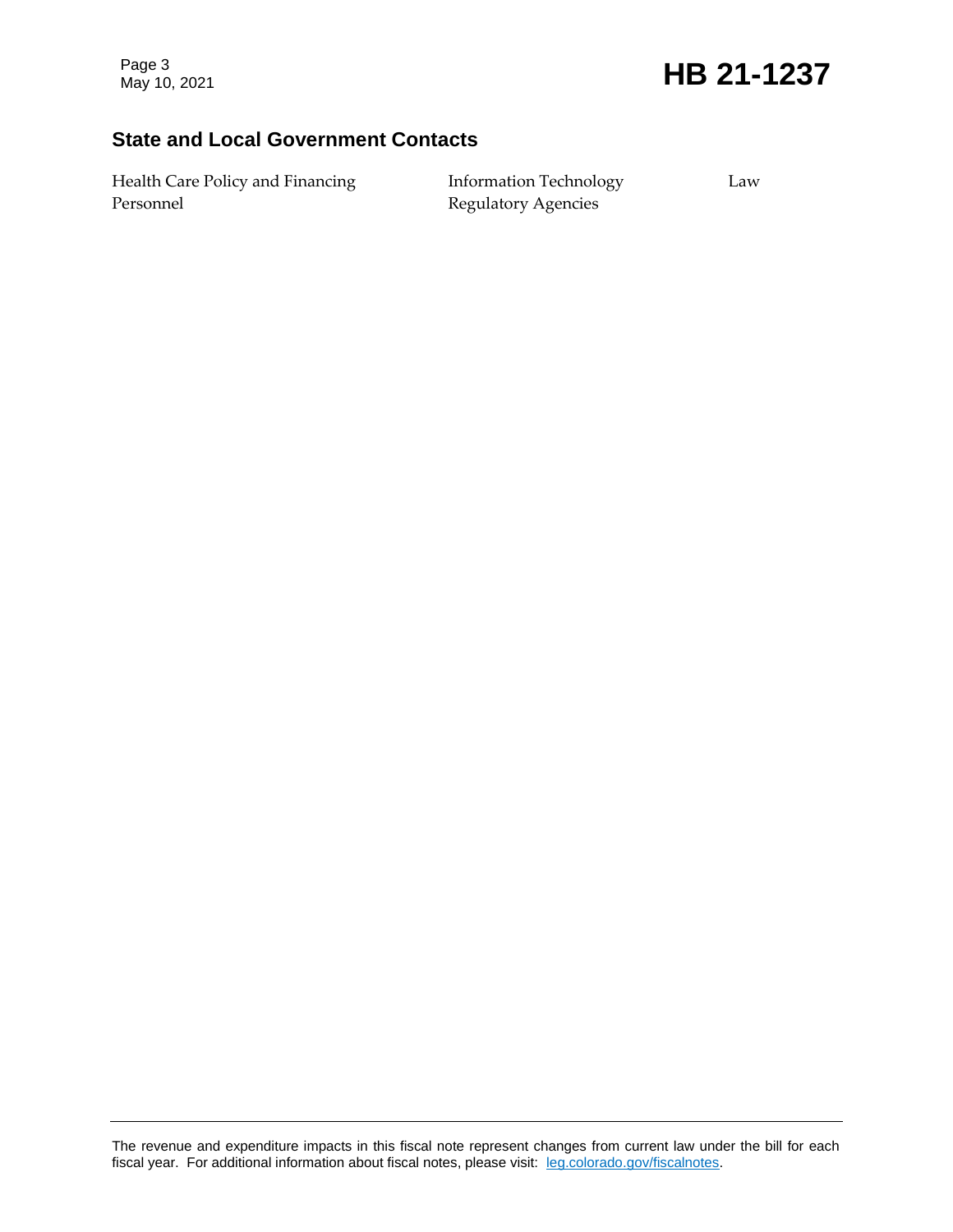## State and Local Government Contacts

| | | |
|---|---|---|
| Health Care Policy and Financing | Information Technology | Law |
| Personnel | Regulatory Agencies | |

The revenue and expenditure impacts in this fiscal note represent changes from current law under the bill for each fiscal year. For additional information about fiscal notes, please visit: leg.colorado.gov/fiscalnotes.